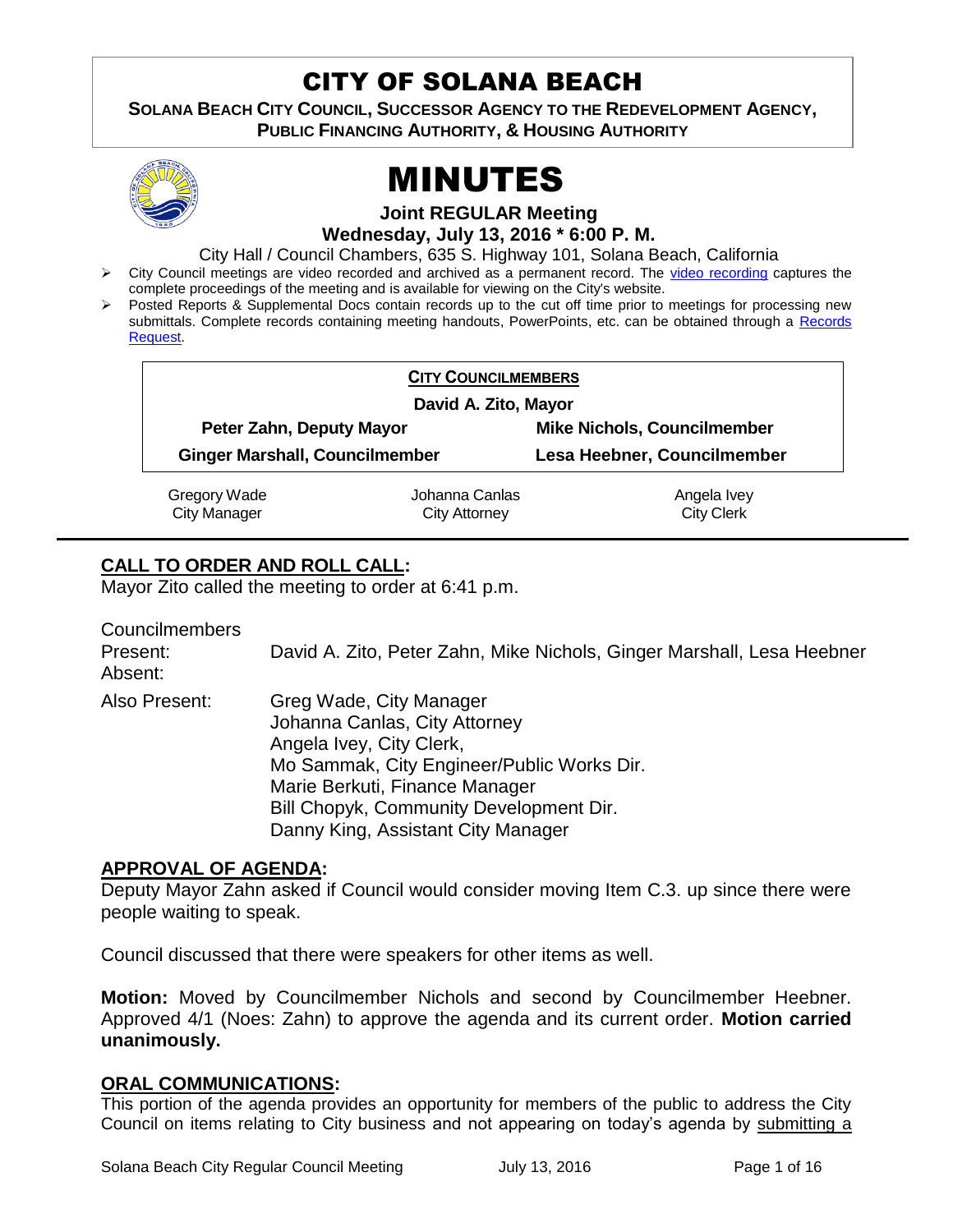# CITY OF SOLANA BEACH

**SOLANA BEACH CITY COUNCIL, SUCCESSOR AGENCY TO THE REDEVELOPMENT AGENCY, PUBLIC FINANCING AUTHORITY, & HOUSING AUTHORITY**

# MINUTES

**Joint REGULAR Meeting**
**Wednesday, July 13, 2016 * 6:00 P. M.**

City Hall / Council Chambers, 635 S. Highway 101, Solana Beach, California

- City Council meetings are video recorded and archived as a permanent record. The video recording captures the complete proceedings of the meeting and is available for viewing on the City's website.
- Posted Reports & Supplemental Docs contain records up to the cut off time prior to meetings for processing new submittals. Complete records containing meeting handouts, PowerPoints, etc. can be obtained through a Records Request.

**CITY COUNCILMEMBERS**

**David A. Zito, Mayor**

| | |
|---|---|
| **Peter Zahn, Deputy Mayor** | **Mike Nichols, Councilmember** |
| **Ginger Marshall, Councilmember** | **Lesa Heebner, Councilmember** |

| Gregory Wade | Johanna Canlas | Angela Ivey |
|---|---|---|
| City Manager | City Attorney | City Clerk |

## CALL TO ORDER AND ROLL CALL:

Mayor Zito called the meeting to order at 6:41 p.m.

Councilmembers
Present: David A. Zito, Peter Zahn, Mike Nichols, Ginger Marshall, Lesa Heebner
Absent:

Also Present: Greg Wade, City Manager
Johanna Canlas, City Attorney
Angela Ivey, City Clerk,
Mo Sammak, City Engineer/Public Works Dir.
Marie Berkuti, Finance Manager
Bill Chopyk, Community Development Dir.
Danny King, Assistant City Manager

## APPROVAL OF AGENDA:

Deputy Mayor Zahn asked if Council would consider moving Item C.3. up since there were people waiting to speak.

Council discussed that there were speakers for other items as well.

**Motion:** Moved by Councilmember Nichols and second by Councilmember Heebner. Approved 4/1 (Noes: Zahn) to approve the agenda and its current order. **Motion carried unanimously.**

## ORAL COMMUNICATIONS:

This portion of the agenda provides an opportunity for members of the public to address the City Council on items relating to City business and not appearing on today's agenda by submitting a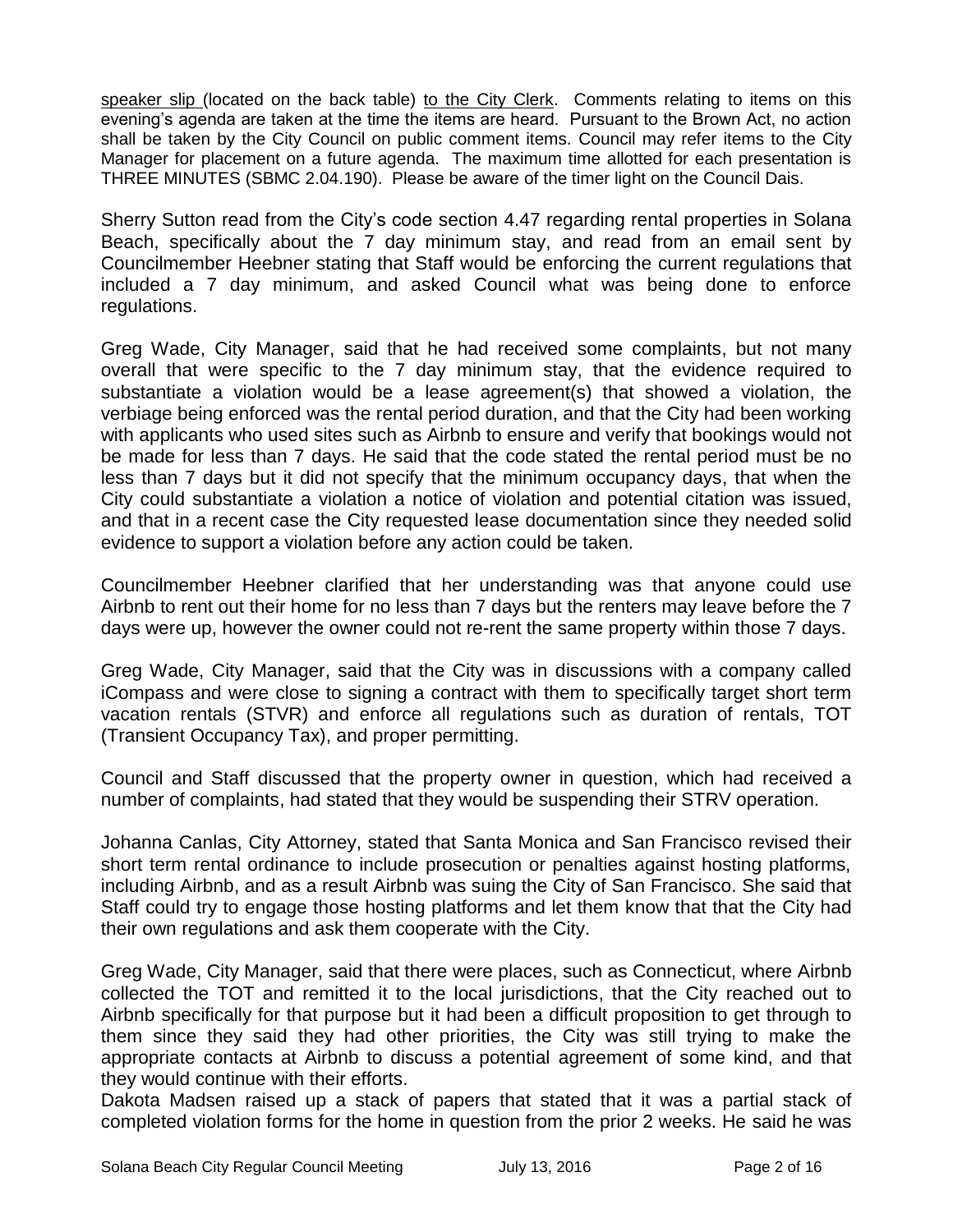speaker slip (located on the back table) to the City Clerk. Comments relating to items on this evening's agenda are taken at the time the items are heard. Pursuant to the Brown Act, no action shall be taken by the City Council on public comment items. Council may refer items to the City Manager for placement on a future agenda. The maximum time allotted for each presentation is THREE MINUTES (SBMC 2.04.190). Please be aware of the timer light on the Council Dais.

Sherry Sutton read from the City's code section 4.47 regarding rental properties in Solana Beach, specifically about the 7 day minimum stay, and read from an email sent by Councilmember Heebner stating that Staff would be enforcing the current regulations that included a 7 day minimum, and asked Council what was being done to enforce regulations.

Greg Wade, City Manager, said that he had received some complaints, but not many overall that were specific to the 7 day minimum stay, that the evidence required to substantiate a violation would be a lease agreement(s) that showed a violation, the verbiage being enforced was the rental period duration, and that the City had been working with applicants who used sites such as Airbnb to ensure and verify that bookings would not be made for less than 7 days. He said that the code stated the rental period must be no less than 7 days but it did not specify that the minimum occupancy days, that when the City could substantiate a violation a notice of violation and potential citation was issued, and that in a recent case the City requested lease documentation since they needed solid evidence to support a violation before any action could be taken.

Councilmember Heebner clarified that her understanding was that anyone could use Airbnb to rent out their home for no less than 7 days but the renters may leave before the 7 days were up, however the owner could not re-rent the same property within those 7 days.

Greg Wade, City Manager, said that the City was in discussions with a company called iCompass and were close to signing a contract with them to specifically target short term vacation rentals (STVR) and enforce all regulations such as duration of rentals, TOT (Transient Occupancy Tax), and proper permitting.

Council and Staff discussed that the property owner in question, which had received a number of complaints, had stated that they would be suspending their STRV operation.

Johanna Canlas, City Attorney, stated that Santa Monica and San Francisco revised their short term rental ordinance to include prosecution or penalties against hosting platforms, including Airbnb, and as a result Airbnb was suing the City of San Francisco. She said that Staff could try to engage those hosting platforms and let them know that that the City had their own regulations and ask them cooperate with the City.

Greg Wade, City Manager, said that there were places, such as Connecticut, where Airbnb collected the TOT and remitted it to the local jurisdictions, that the City reached out to Airbnb specifically for that purpose but it had been a difficult proposition to get through to them since they said they had other priorities, the City was still trying to make the appropriate contacts at Airbnb to discuss a potential agreement of some kind, and that they would continue with their efforts.

Dakota Madsen raised up a stack of papers that stated that it was a partial stack of completed violation forms for the home in question from the prior 2 weeks. He said he was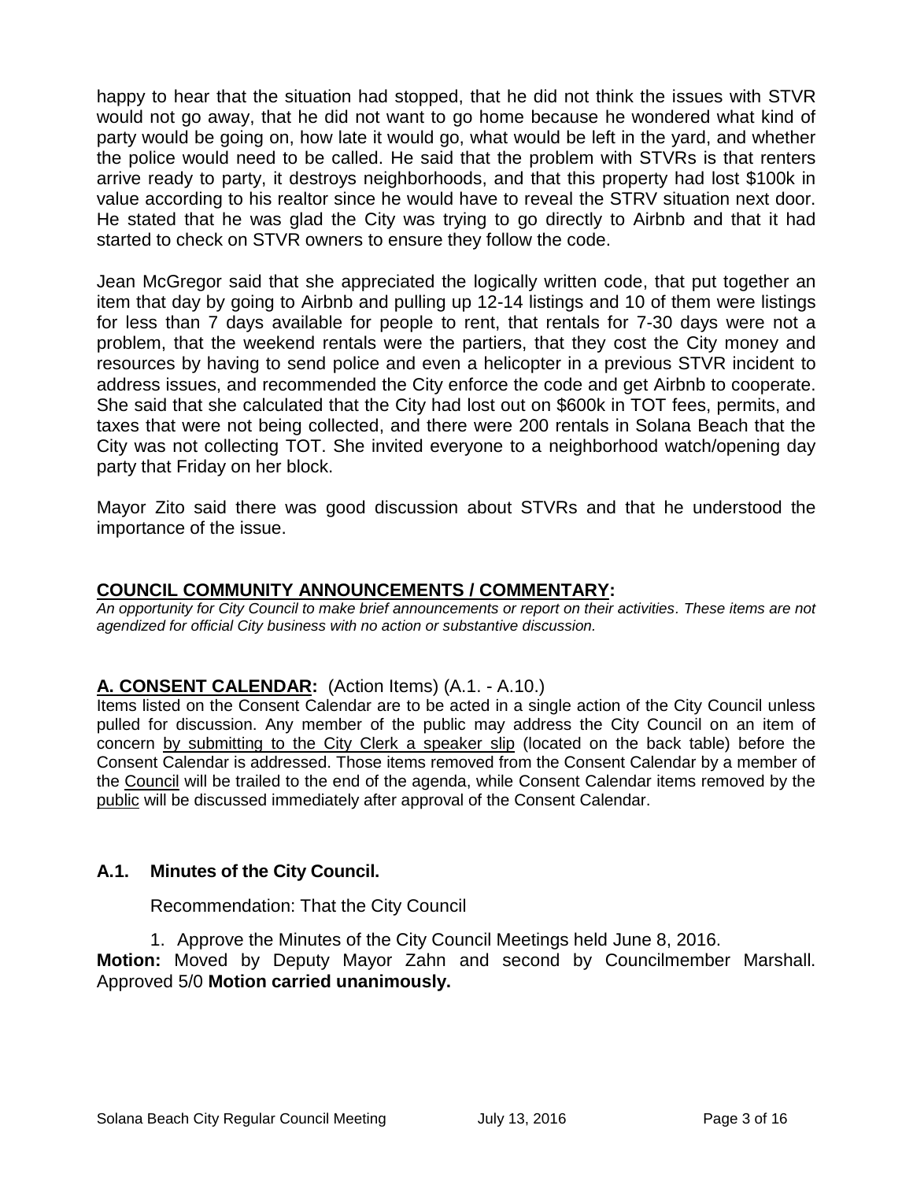happy to hear that the situation had stopped, that he did not think the issues with STVR would not go away, that he did not want to go home because he wondered what kind of party would be going on, how late it would go, what would be left in the yard, and whether the police would need to be called. He said that the problem with STVRs is that renters arrive ready to party, it destroys neighborhoods, and that this property had lost $100k in value according to his realtor since he would have to reveal the STRV situation next door. He stated that he was glad the City was trying to go directly to Airbnb and that it had started to check on STVR owners to ensure they follow the code.

Jean McGregor said that she appreciated the logically written code, that put together an item that day by going to Airbnb and pulling up 12-14 listings and 10 of them were listings for less than 7 days available for people to rent, that rentals for 7-30 days were not a problem, that the weekend rentals were the partiers, that they cost the City money and resources by having to send police and even a helicopter in a previous STVR incident to address issues, and recommended the City enforce the code and get Airbnb to cooperate. She said that she calculated that the City had lost out on $600k in TOT fees, permits, and taxes that were not being collected, and there were 200 rentals in Solana Beach that the City was not collecting TOT. She invited everyone to a neighborhood watch/opening day party that Friday on her block.

Mayor Zito said there was good discussion about STVRs and that he understood the importance of the issue.

## COUNCIL COMMUNITY ANNOUNCEMENTS / COMMENTARY:

*An opportunity for City Council to make brief announcements or report on their activities. These items are not agendized for official City business with no action or substantive discussion.*

## A. CONSENT CALENDAR: (Action Items) (A.1. - A.10.)

Items listed on the Consent Calendar are to be acted in a single action of the City Council unless pulled for discussion. Any member of the public may address the City Council on an item of concern by submitting to the City Clerk a speaker slip (located on the back table) before the Consent Calendar is addressed. Those items removed from the Consent Calendar by a member of the Council will be trailed to the end of the agenda, while Consent Calendar items removed by the public will be discussed immediately after approval of the Consent Calendar.

### A.1. Minutes of the City Council.

Recommendation: That the City Council

1. Approve the Minutes of the City Council Meetings held June 8, 2016.

**Motion:** Moved by Deputy Mayor Zahn and second by Councilmember Marshall. Approved 5/0 **Motion carried unanimously.**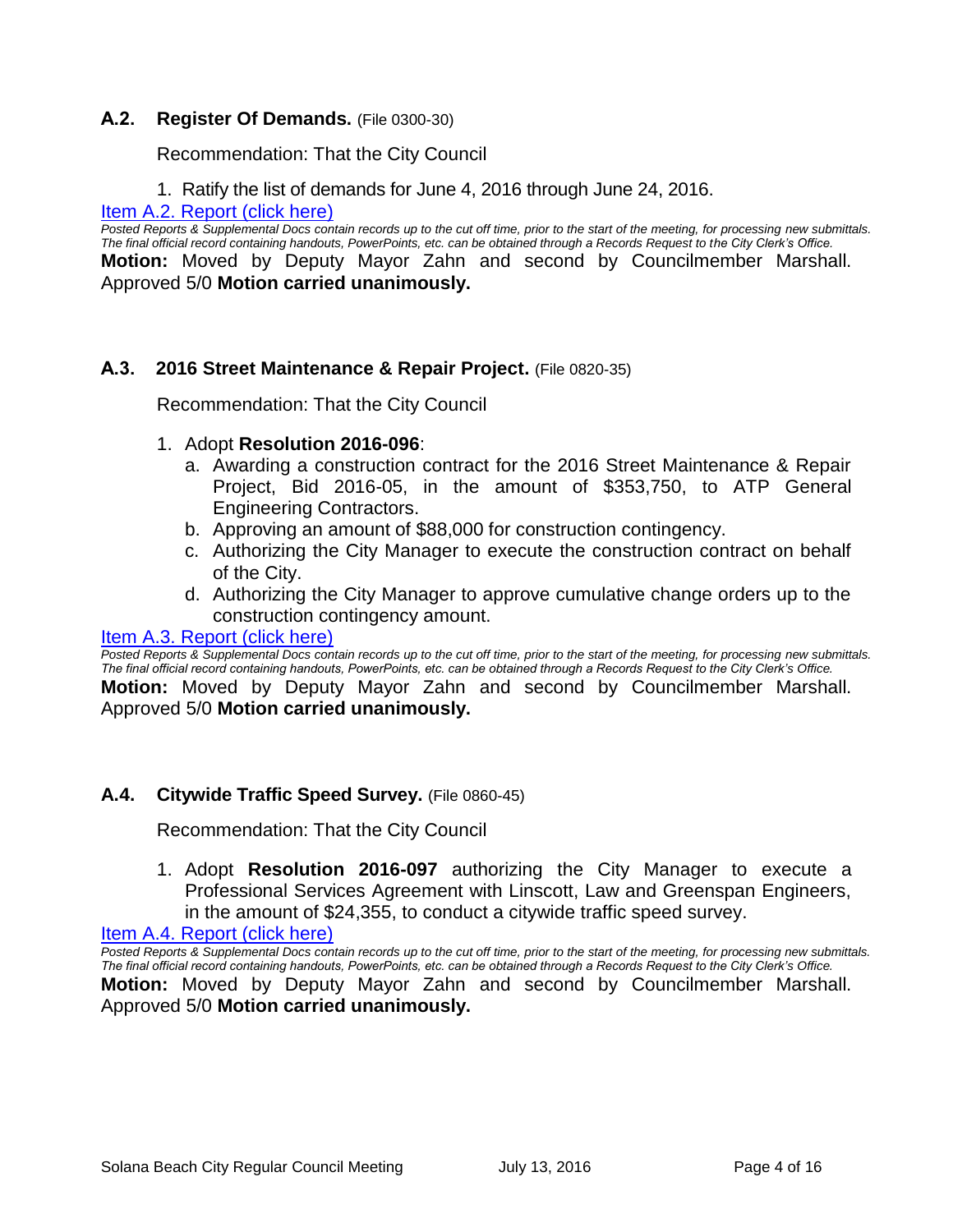### **A.2. Register Of Demands.** (File 0300-30)

Recommendation: That the City Council

1. Ratify the list of demands for June 4, 2016 through June 24, 2016.

[Item A.2. Report (click here)]

*Posted Reports & Supplemental Docs contain records up to the cut off time, prior to the start of the meeting, for processing new submittals. The final official record containing handouts, PowerPoints, etc. can be obtained through a Records Request to the City Clerk's Office.*

**Motion:** Moved by Deputy Mayor Zahn and second by Councilmember Marshall. Approved 5/0 **Motion carried unanimously.**

### **A.3. 2016 Street Maintenance & Repair Project.** (File 0820-35)

Recommendation: That the City Council

1. Adopt **Resolution 2016-096**:
   a. Awarding a construction contract for the 2016 Street Maintenance & Repair Project, Bid 2016-05, in the amount of $353,750, to ATP General Engineering Contractors.
   b. Approving an amount of $88,000 for construction contingency.
   c. Authorizing the City Manager to execute the construction contract on behalf of the City.
   d. Authorizing the City Manager to approve cumulative change orders up to the construction contingency amount.

[Item A.3. Report (click here)]

*Posted Reports & Supplemental Docs contain records up to the cut off time, prior to the start of the meeting, for processing new submittals. The final official record containing handouts, PowerPoints, etc. can be obtained through a Records Request to the City Clerk's Office.*

**Motion:** Moved by Deputy Mayor Zahn and second by Councilmember Marshall. Approved 5/0 **Motion carried unanimously.**

### **A.4. Citywide Traffic Speed Survey.** (File 0860-45)

Recommendation: That the City Council

1. Adopt **Resolution 2016-097** authorizing the City Manager to execute a Professional Services Agreement with Linscott, Law and Greenspan Engineers, in the amount of $24,355, to conduct a citywide traffic speed survey.

[Item A.4. Report (click here)]

*Posted Reports & Supplemental Docs contain records up to the cut off time, prior to the start of the meeting, for processing new submittals. The final official record containing handouts, PowerPoints, etc. can be obtained through a Records Request to the City Clerk's Office.*

**Motion:** Moved by Deputy Mayor Zahn and second by Councilmember Marshall. Approved 5/0 **Motion carried unanimously.**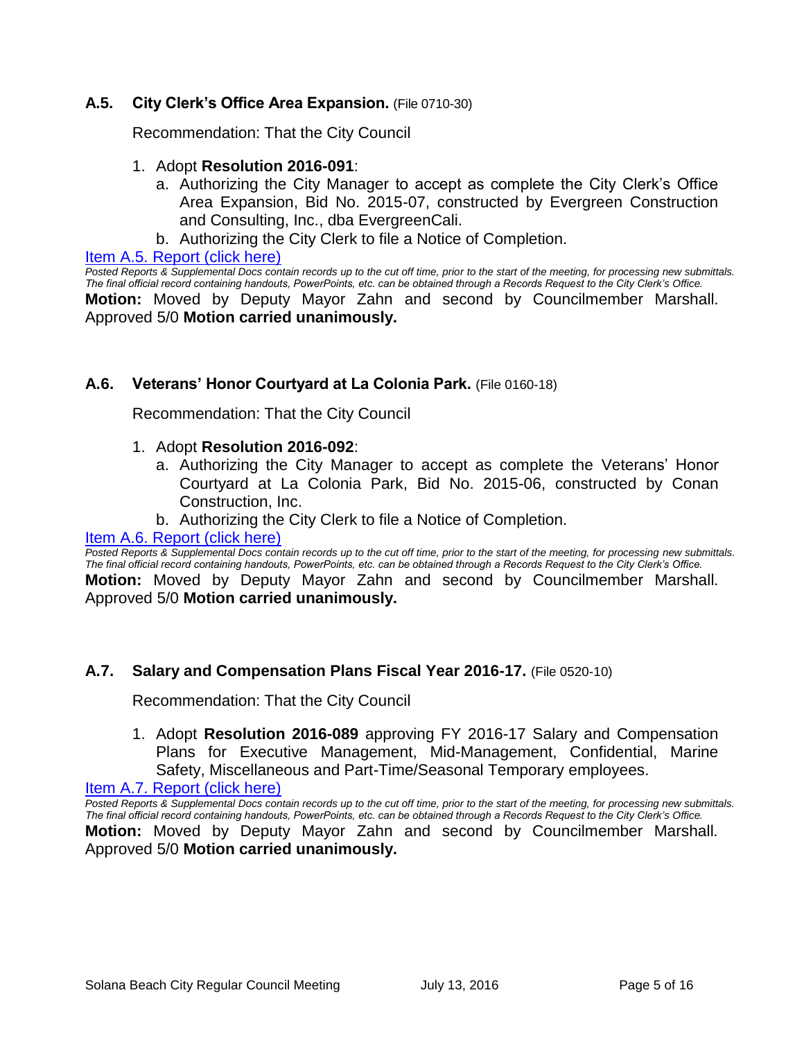### A.5. City Clerk's Office Area Expansion. (File 0710-30)

Recommendation: That the City Council

1. Adopt **Resolution 2016-091**:
   a. Authorizing the City Manager to accept as complete the City Clerk's Office Area Expansion, Bid No. 2015-07, constructed by Evergreen Construction and Consulting, Inc., dba EvergreenCali.
   b. Authorizing the City Clerk to file a Notice of Completion.

Item A.5. Report (click here)

*Posted Reports & Supplemental Docs contain records up to the cut off time, prior to the start of the meeting, for processing new submittals. The final official record containing handouts, PowerPoints, etc. can be obtained through a Records Request to the City Clerk's Office.*

**Motion:** Moved by Deputy Mayor Zahn and second by Councilmember Marshall. Approved 5/0 **Motion carried unanimously.**

### A.6. Veterans' Honor Courtyard at La Colonia Park. (File 0160-18)

Recommendation: That the City Council

1. Adopt **Resolution 2016-092**:
   a. Authorizing the City Manager to accept as complete the Veterans' Honor Courtyard at La Colonia Park, Bid No. 2015-06, constructed by Conan Construction, Inc.
   b. Authorizing the City Clerk to file a Notice of Completion.

Item A.6. Report (click here)

*Posted Reports & Supplemental Docs contain records up to the cut off time, prior to the start of the meeting, for processing new submittals. The final official record containing handouts, PowerPoints, etc. can be obtained through a Records Request to the City Clerk's Office.*

**Motion:** Moved by Deputy Mayor Zahn and second by Councilmember Marshall. Approved 5/0 **Motion carried unanimously.**

### A.7. Salary and Compensation Plans Fiscal Year 2016-17. (File 0520-10)

Recommendation: That the City Council

1. Adopt **Resolution 2016-089** approving FY 2016-17 Salary and Compensation Plans for Executive Management, Mid-Management, Confidential, Marine Safety, Miscellaneous and Part-Time/Seasonal Temporary employees.

Item A.7. Report (click here)

*Posted Reports & Supplemental Docs contain records up to the cut off time, prior to the start of the meeting, for processing new submittals. The final official record containing handouts, PowerPoints, etc. can be obtained through a Records Request to the City Clerk's Office.*

**Motion:** Moved by Deputy Mayor Zahn and second by Councilmember Marshall. Approved 5/0 **Motion carried unanimously.**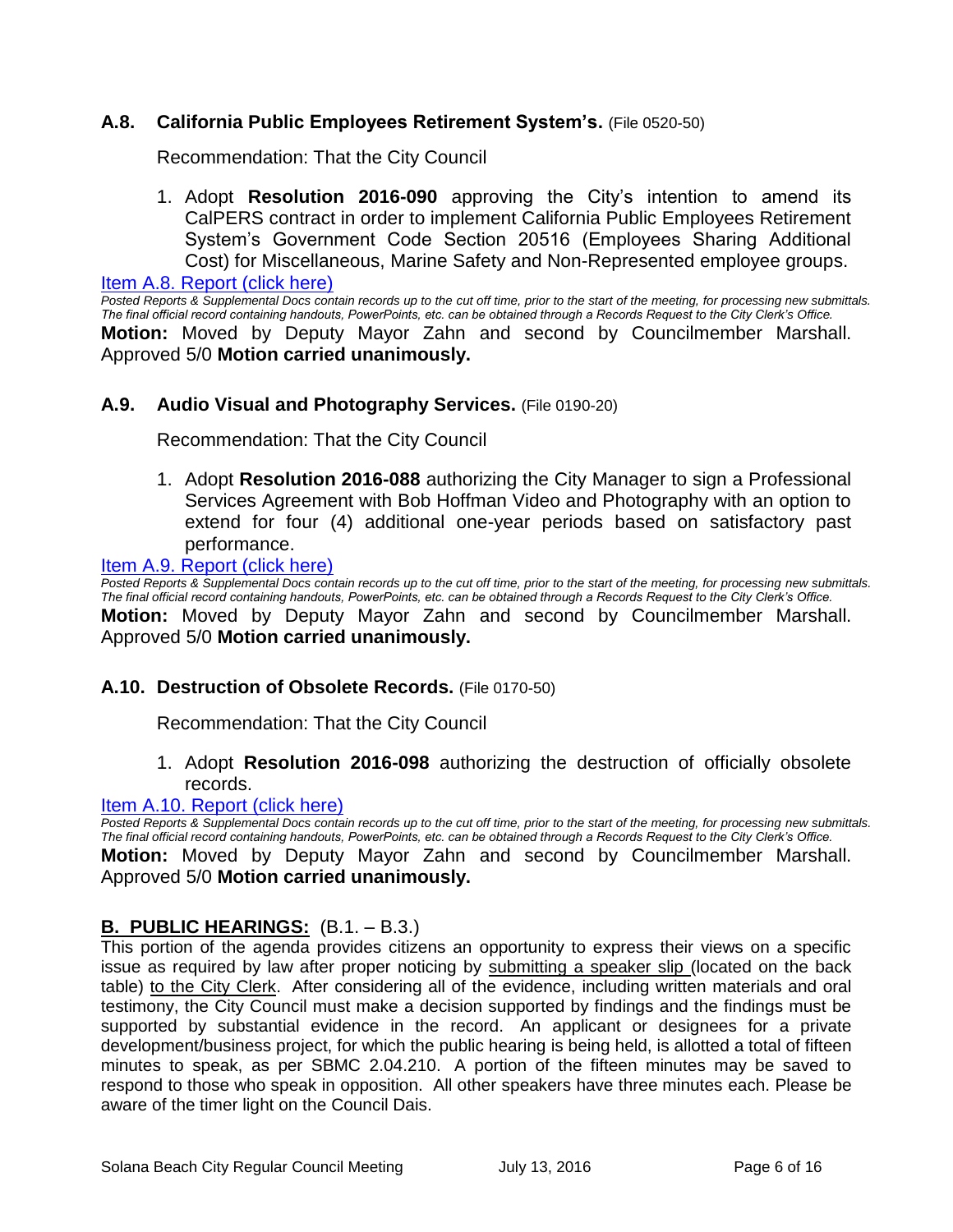### A.8. California Public Employees Retirement System's. (File 0520-50)

Recommendation: That the City Council

1. Adopt **Resolution 2016-090** approving the City's intention to amend its CalPERS contract in order to implement California Public Employees Retirement System's Government Code Section 20516 (Employees Sharing Additional Cost) for Miscellaneous, Marine Safety and Non-Represented employee groups.

[Item A.8. Report (click here)]

*Posted Reports & Supplemental Docs contain records up to the cut off time, prior to the start of the meeting, for processing new submittals. The final official record containing handouts, PowerPoints, etc. can be obtained through a Records Request to the City Clerk's Office.*

**Motion:** Moved by Deputy Mayor Zahn and second by Councilmember Marshall. Approved 5/0 **Motion carried unanimously.**

### A.9. Audio Visual and Photography Services. (File 0190-20)

Recommendation: That the City Council

1. Adopt **Resolution 2016-088** authorizing the City Manager to sign a Professional Services Agreement with Bob Hoffman Video and Photography with an option to extend for four (4) additional one-year periods based on satisfactory past performance.

[Item A.9. Report (click here)]

*Posted Reports & Supplemental Docs contain records up to the cut off time, prior to the start of the meeting, for processing new submittals. The final official record containing handouts, PowerPoints, etc. can be obtained through a Records Request to the City Clerk's Office.*

**Motion:** Moved by Deputy Mayor Zahn and second by Councilmember Marshall. Approved 5/0 **Motion carried unanimously.**

### A.10. Destruction of Obsolete Records. (File 0170-50)

Recommendation: That the City Council

1. Adopt **Resolution 2016-098** authorizing the destruction of officially obsolete records.

[Item A.10. Report (click here)]

*Posted Reports & Supplemental Docs contain records up to the cut off time, prior to the start of the meeting, for processing new submittals. The final official record containing handouts, PowerPoints, etc. can be obtained through a Records Request to the City Clerk's Office.*

**Motion:** Moved by Deputy Mayor Zahn and second by Councilmember Marshall. Approved 5/0 **Motion carried unanimously.**

## B. PUBLIC HEARINGS: (B.1. – B.3.)

This portion of the agenda provides citizens an opportunity to express their views on a specific issue as required by law after proper noticing by submitting a speaker slip (located on the back table) to the City Clerk. After considering all of the evidence, including written materials and oral testimony, the City Council must make a decision supported by findings and the findings must be supported by substantial evidence in the record. An applicant or designees for a private development/business project, for which the public hearing is being held, is allotted a total of fifteen minutes to speak, as per SBMC 2.04.210. A portion of the fifteen minutes may be saved to respond to those who speak in opposition. All other speakers have three minutes each. Please be aware of the timer light on the Council Dais.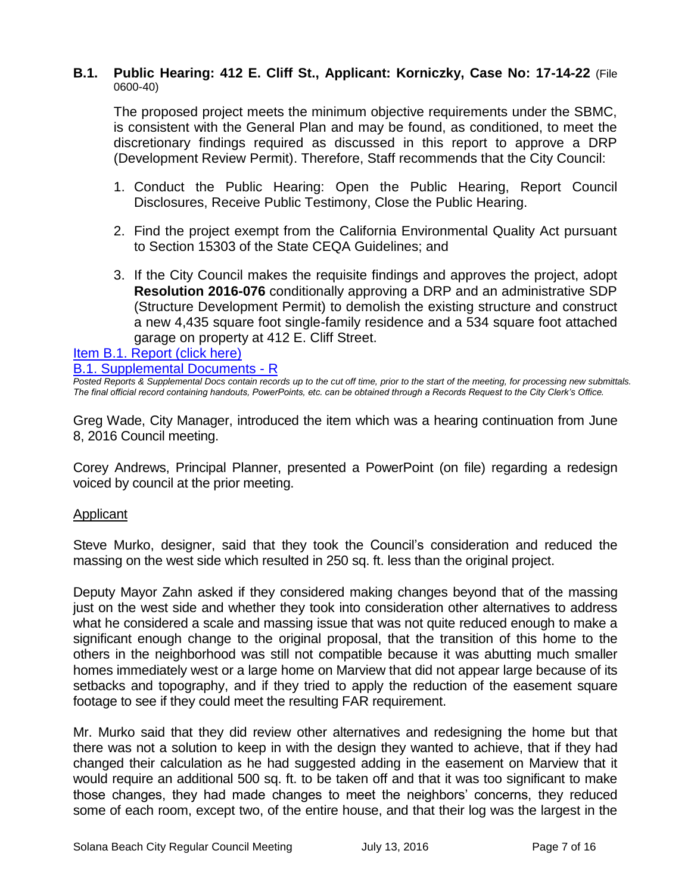### B.1. Public Hearing: 412 E. Cliff St., Applicant: Korniczky, Case No: 17-14-22 (File 0600-40)

The proposed project meets the minimum objective requirements under the SBMC, is consistent with the General Plan and may be found, as conditioned, to meet the discretionary findings required as discussed in this report to approve a DRP (Development Review Permit). Therefore, Staff recommends that the City Council:

1. Conduct the Public Hearing: Open the Public Hearing, Report Council Disclosures, Receive Public Testimony, Close the Public Hearing.
2. Find the project exempt from the California Environmental Quality Act pursuant to Section 15303 of the State CEQA Guidelines; and
3. If the City Council makes the requisite findings and approves the project, adopt **Resolution 2016-076** conditionally approving a DRP and an administrative SDP (Structure Development Permit) to demolish the existing structure and construct a new 4,435 square foot single-family residence and a 534 square foot attached garage on property at 412 E. Cliff Street.

Item B.1. Report (click here)

B.1. Supplemental Documents - R

*Posted Reports & Supplemental Docs contain records up to the cut off time, prior to the start of the meeting, for processing new submittals. The final official record containing handouts, PowerPoints, etc. can be obtained through a Records Request to the City Clerk's Office.*

Greg Wade, City Manager, introduced the item which was a hearing continuation from June 8, 2016 Council meeting.

Corey Andrews, Principal Planner, presented a PowerPoint (on file) regarding a redesign voiced by council at the prior meeting.

Applicant

Steve Murko, designer, said that they took the Council's consideration and reduced the massing on the west side which resulted in 250 sq. ft. less than the original project.

Deputy Mayor Zahn asked if they considered making changes beyond that of the massing just on the west side and whether they took into consideration other alternatives to address what he considered a scale and massing issue that was not quite reduced enough to make a significant enough change to the original proposal, that the transition of this home to the others in the neighborhood was still not compatible because it was abutting much smaller homes immediately west or a large home on Marview that did not appear large because of its setbacks and topography, and if they tried to apply the reduction of the easement square footage to see if they could meet the resulting FAR requirement.

Mr. Murko said that they did review other alternatives and redesigning the home but that there was not a solution to keep in with the design they wanted to achieve, that if they had changed their calculation as he had suggested adding in the easement on Marview that it would require an additional 500 sq. ft. to be taken off and that it was too significant to make those changes, they had made changes to meet the neighbors' concerns, they reduced some of each room, except two, of the entire house, and that their log was the largest in the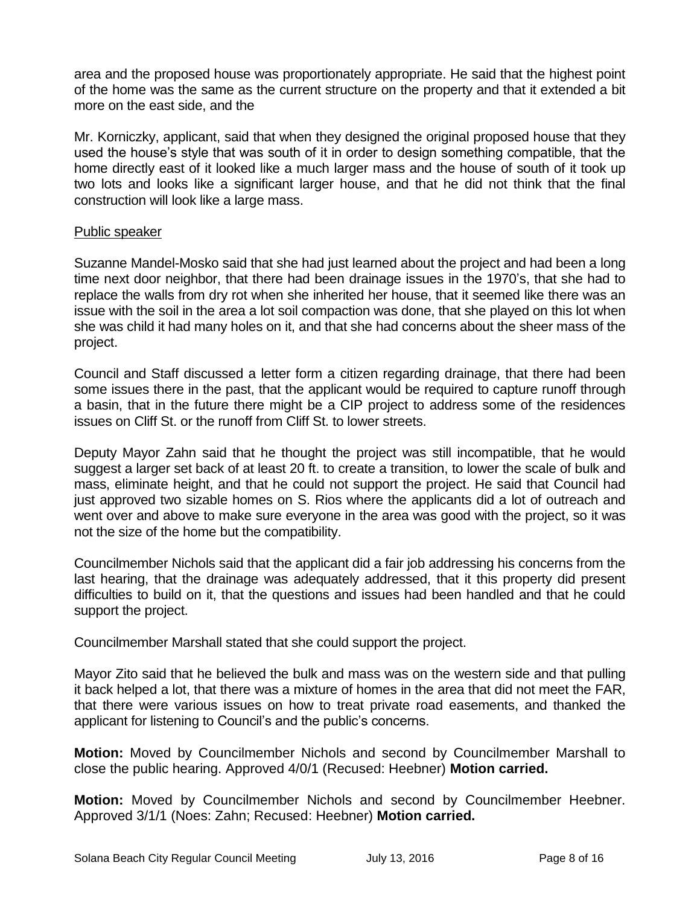area and the proposed house was proportionately appropriate. He said that the highest point of the home was the same as the current structure on the property and that it extended a bit more on the east side, and the

Mr. Korniczky, applicant, said that when they designed the original proposed house that they used the house's style that was south of it in order to design something compatible, that the home directly east of it looked like a much larger mass and the house of south of it took up two lots and looks like a significant larger house, and that he did not think that the final construction will look like a large mass.

Public speaker

Suzanne Mandel-Mosko said that she had just learned about the project and had been a long time next door neighbor, that there had been drainage issues in the 1970's, that she had to replace the walls from dry rot when she inherited her house, that it seemed like there was an issue with the soil in the area a lot soil compaction was done, that she played on this lot when she was child it had many holes on it, and that she had concerns about the sheer mass of the project.

Council and Staff discussed a letter form a citizen regarding drainage, that there had been some issues there in the past, that the applicant would be required to capture runoff through a basin, that in the future there might be a CIP project to address some of the residences issues on Cliff St. or the runoff from Cliff St. to lower streets.

Deputy Mayor Zahn said that he thought the project was still incompatible, that he would suggest a larger set back of at least 20 ft. to create a transition, to lower the scale of bulk and mass, eliminate height, and that he could not support the project. He said that Council had just approved two sizable homes on S. Rios where the applicants did a lot of outreach and went over and above to make sure everyone in the area was good with the project, so it was not the size of the home but the compatibility.

Councilmember Nichols said that the applicant did a fair job addressing his concerns from the last hearing, that the drainage was adequately addressed, that it this property did present difficulties to build on it, that the questions and issues had been handled and that he could support the project.

Councilmember Marshall stated that she could support the project.

Mayor Zito said that he believed the bulk and mass was on the western side and that pulling it back helped a lot, that there was a mixture of homes in the area that did not meet the FAR, that there were various issues on how to treat private road easements, and thanked the applicant for listening to Council's and the public's concerns.

**Motion:** Moved by Councilmember Nichols and second by Councilmember Marshall to close the public hearing. Approved 4/0/1 (Recused: Heebner) **Motion carried.**

**Motion:** Moved by Councilmember Nichols and second by Councilmember Heebner. Approved 3/1/1 (Noes: Zahn; Recused: Heebner) **Motion carried.**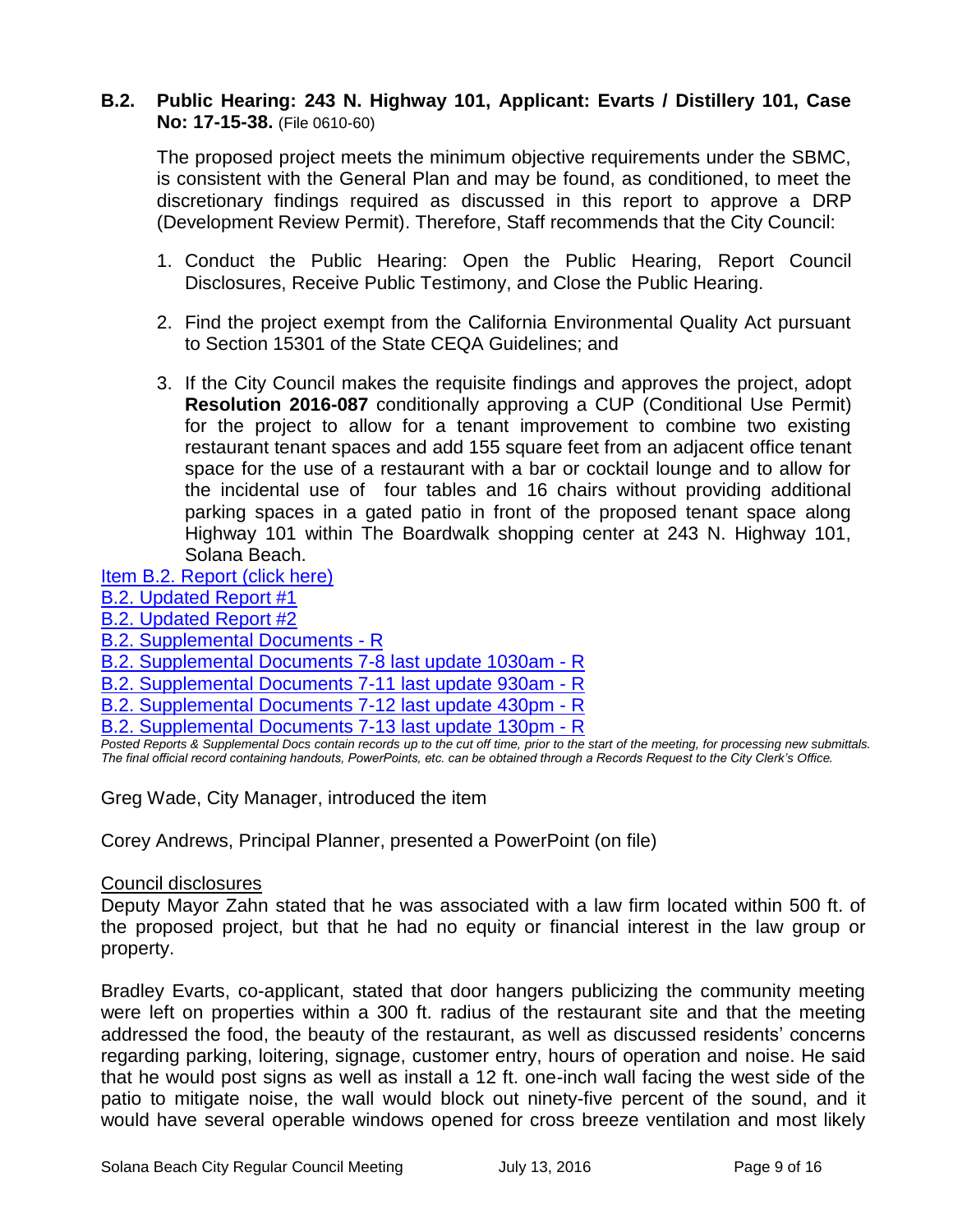### B.2. Public Hearing: 243 N. Highway 101, Applicant: Evarts / Distillery 101, Case No: 17-15-38. (File 0610-60)

The proposed project meets the minimum objective requirements under the SBMC, is consistent with the General Plan and may be found, as conditioned, to meet the discretionary findings required as discussed in this report to approve a DRP (Development Review Permit). Therefore, Staff recommends that the City Council:

1. Conduct the Public Hearing: Open the Public Hearing, Report Council Disclosures, Receive Public Testimony, and Close the Public Hearing.

2. Find the project exempt from the California Environmental Quality Act pursuant to Section 15301 of the State CEQA Guidelines; and

3. If the City Council makes the requisite findings and approves the project, adopt **Resolution 2016-087** conditionally approving a CUP (Conditional Use Permit) for the project to allow for a tenant improvement to combine two existing restaurant tenant spaces and add 155 square feet from an adjacent office tenant space for the use of a restaurant with a bar or cocktail lounge and to allow for the incidental use of four tables and 16 chairs without providing additional parking spaces in a gated patio in front of the proposed tenant space along Highway 101 within The Boardwalk shopping center at 243 N. Highway 101, Solana Beach.

Item B.2. Report (click here)
B.2. Updated Report #1
B.2. Updated Report #2
B.2. Supplemental Documents - R
B.2. Supplemental Documents 7-8 last update 1030am - R
B.2. Supplemental Documents 7-11 last update 930am - R
B.2. Supplemental Documents 7-12 last update 430pm - R
B.2. Supplemental Documents 7-13 last update 130pm - R

*Posted Reports & Supplemental Docs contain records up to the cut off time, prior to the start of the meeting, for processing new submittals. The final official record containing handouts, PowerPoints, etc. can be obtained through a Records Request to the City Clerk's Office.*

Greg Wade, City Manager, introduced the item

Corey Andrews, Principal Planner, presented a PowerPoint (on file)

Council disclosures

Deputy Mayor Zahn stated that he was associated with a law firm located within 500 ft. of the proposed project, but that he had no equity or financial interest in the law group or property.

Bradley Evarts, co-applicant, stated that door hangers publicizing the community meeting were left on properties within a 300 ft. radius of the restaurant site and that the meeting addressed the food, the beauty of the restaurant, as well as discussed residents' concerns regarding parking, loitering, signage, customer entry, hours of operation and noise. He said that he would post signs as well as install a 12 ft. one-inch wall facing the west side of the patio to mitigate noise, the wall would block out ninety-five percent of the sound, and it would have several operable windows opened for cross breeze ventilation and most likely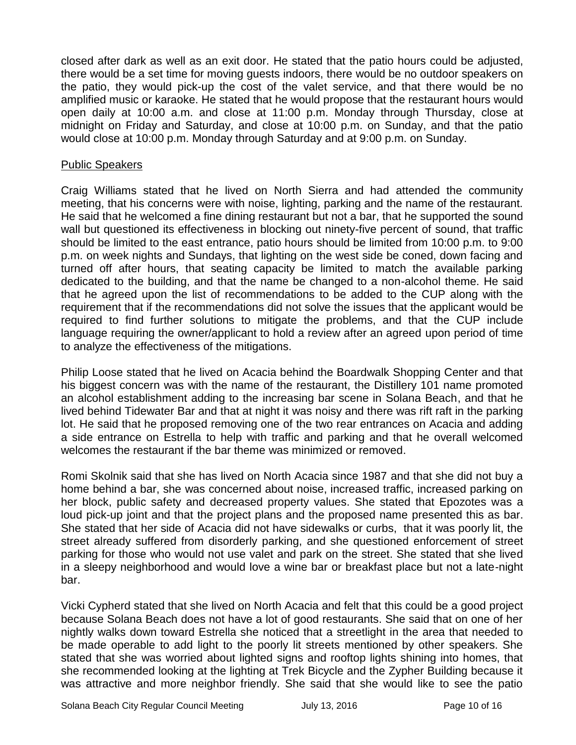closed after dark as well as an exit door. He stated that the patio hours could be adjusted, there would be a set time for moving guests indoors, there would be no outdoor speakers on the patio, they would pick-up the cost of the valet service, and that there would be no amplified music or karaoke. He stated that he would propose that the restaurant hours would open daily at 10:00 a.m. and close at 11:00 p.m. Monday through Thursday, close at midnight on Friday and Saturday, and close at 10:00 p.m. on Sunday, and that the patio would close at 10:00 p.m. Monday through Saturday and at 9:00 p.m. on Sunday.

Public Speakers

Craig Williams stated that he lived on North Sierra and had attended the community meeting, that his concerns were with noise, lighting, parking and the name of the restaurant. He said that he welcomed a fine dining restaurant but not a bar, that he supported the sound wall but questioned its effectiveness in blocking out ninety-five percent of sound, that traffic should be limited to the east entrance, patio hours should be limited from 10:00 p.m. to 9:00 p.m. on week nights and Sundays, that lighting on the west side be coned, down facing and turned off after hours, that seating capacity be limited to match the available parking dedicated to the building, and that the name be changed to a non-alcohol theme. He said that he agreed upon the list of recommendations to be added to the CUP along with the requirement that if the recommendations did not solve the issues that the applicant would be required to find further solutions to mitigate the problems, and that the CUP include language requiring the owner/applicant to hold a review after an agreed upon period of time to analyze the effectiveness of the mitigations.

Philip Loose stated that he lived on Acacia behind the Boardwalk Shopping Center and that his biggest concern was with the name of the restaurant, the Distillery 101 name promoted an alcohol establishment adding to the increasing bar scene in Solana Beach, and that he lived behind Tidewater Bar and that at night it was noisy and there was rift raft in the parking lot. He said that he proposed removing one of the two rear entrances on Acacia and adding a side entrance on Estrella to help with traffic and parking and that he overall welcomed welcomes the restaurant if the bar theme was minimized or removed.

Romi Skolnik said that she has lived on North Acacia since 1987 and that she did not buy a home behind a bar, she was concerned about noise, increased traffic, increased parking on her block, public safety and decreased property values. She stated that Epozotes was a loud pick-up joint and that the project plans and the proposed name presented this as bar. She stated that her side of Acacia did not have sidewalks or curbs, that it was poorly lit, the street already suffered from disorderly parking, and she questioned enforcement of street parking for those who would not use valet and park on the street. She stated that she lived in a sleepy neighborhood and would love a wine bar or breakfast place but not a late-night bar.

Vicki Cypherd stated that she lived on North Acacia and felt that this could be a good project because Solana Beach does not have a lot of good restaurants. She said that on one of her nightly walks down toward Estrella she noticed that a streetlight in the area that needed to be made operable to add light to the poorly lit streets mentioned by other speakers. She stated that she was worried about lighted signs and rooftop lights shining into homes, that she recommended looking at the lighting at Trek Bicycle and the Zypher Building because it was attractive and more neighbor friendly. She said that she would like to see the patio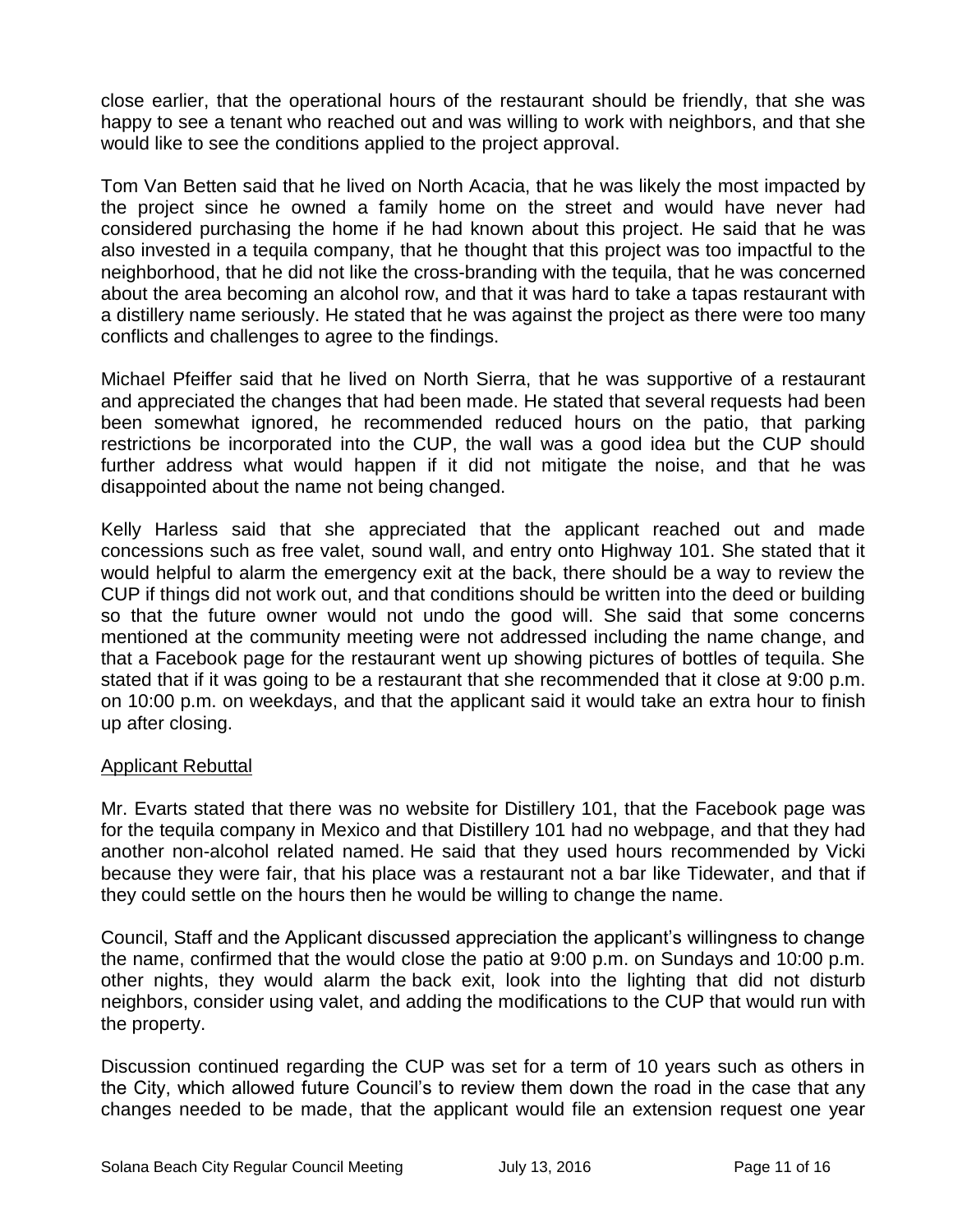close earlier, that the operational hours of the restaurant should be friendly, that she was happy to see a tenant who reached out and was willing to work with neighbors, and that she would like to see the conditions applied to the project approval.

Tom Van Betten said that he lived on North Acacia, that he was likely the most impacted by the project since he owned a family home on the street and would have never had considered purchasing the home if he had known about this project. He said that he was also invested in a tequila company, that he thought that this project was too impactful to the neighborhood, that he did not like the cross-branding with the tequila, that he was concerned about the area becoming an alcohol row, and that it was hard to take a tapas restaurant with a distillery name seriously. He stated that he was against the project as there were too many conflicts and challenges to agree to the findings.

Michael Pfeiffer said that he lived on North Sierra, that he was supportive of a restaurant and appreciated the changes that had been made. He stated that several requests had been been somewhat ignored, he recommended reduced hours on the patio, that parking restrictions be incorporated into the CUP, the wall was a good idea but the CUP should further address what would happen if it did not mitigate the noise, and that he was disappointed about the name not being changed.

Kelly Harless said that she appreciated that the applicant reached out and made concessions such as free valet, sound wall, and entry onto Highway 101. She stated that it would helpful to alarm the emergency exit at the back, there should be a way to review the CUP if things did not work out, and that conditions should be written into the deed or building so that the future owner would not undo the good will. She said that some concerns mentioned at the community meeting were not addressed including the name change, and that a Facebook page for the restaurant went up showing pictures of bottles of tequila. She stated that if it was going to be a restaurant that she recommended that it close at 9:00 p.m. on 10:00 p.m. on weekdays, and that the applicant said it would take an extra hour to finish up after closing.

Applicant Rebuttal

Mr. Evarts stated that there was no website for Distillery 101, that the Facebook page was for the tequila company in Mexico and that Distillery 101 had no webpage, and that they had another non-alcohol related named. He said that they used hours recommended by Vicki because they were fair, that his place was a restaurant not a bar like Tidewater, and that if they could settle on the hours then he would be willing to change the name.

Council, Staff and the Applicant discussed appreciation the applicant's willingness to change the name, confirmed that the would close the patio at 9:00 p.m. on Sundays and 10:00 p.m. other nights, they would alarm the back exit, look into the lighting that did not disturb neighbors, consider using valet, and adding the modifications to the CUP that would run with the property.

Discussion continued regarding the CUP was set for a term of 10 years such as others in the City, which allowed future Council's to review them down the road in the case that any changes needed to be made, that the applicant would file an extension request one year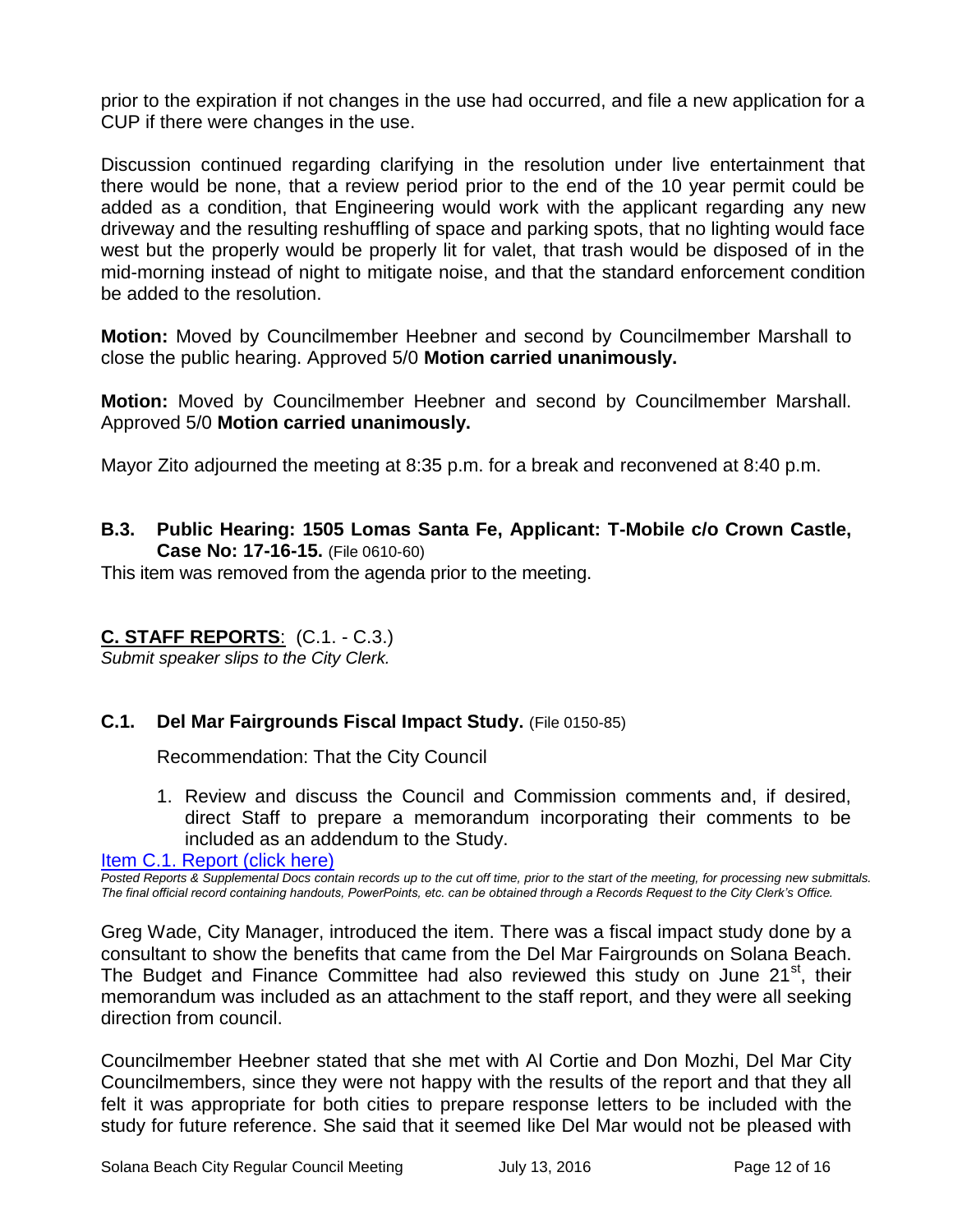prior to the expiration if not changes in the use had occurred, and file a new application for a CUP if there were changes in the use.

Discussion continued regarding clarifying in the resolution under live entertainment that there would be none, that a review period prior to the end of the 10 year permit could be added as a condition, that Engineering would work with the applicant regarding any new driveway and the resulting reshuffling of space and parking spots, that no lighting would face west but the properly would be properly lit for valet, that trash would be disposed of in the mid-morning instead of night to mitigate noise, and that the standard enforcement condition be added to the resolution.

**Motion:** Moved by Councilmember Heebner and second by Councilmember Marshall to close the public hearing. Approved 5/0 **Motion carried unanimously.**

**Motion:** Moved by Councilmember Heebner and second by Councilmember Marshall. Approved 5/0 **Motion carried unanimously.**

Mayor Zito adjourned the meeting at 8:35 p.m. for a break and reconvened at 8:40 p.m.

### B.3. Public Hearing: 1505 Lomas Santa Fe, Applicant: T-Mobile c/o Crown Castle, Case No: 17-16-15. (File 0610-60)

This item was removed from the agenda prior to the meeting.

## C. STAFF REPORTS: (C.1. - C.3.)

*Submit speaker slips to the City Clerk.*

### C.1. Del Mar Fairgrounds Fiscal Impact Study. (File 0150-85)

Recommendation: That the City Council

1. Review and discuss the Council and Commission comments and, if desired, direct Staff to prepare a memorandum incorporating their comments to be included as an addendum to the Study.

Item C.1. Report (click here)

*Posted Reports & Supplemental Docs contain records up to the cut off time, prior to the start of the meeting, for processing new submittals. The final official record containing handouts, PowerPoints, etc. can be obtained through a Records Request to the City Clerk's Office.*

Greg Wade, City Manager, introduced the item. There was a fiscal impact study done by a consultant to show the benefits that came from the Del Mar Fairgrounds on Solana Beach. The Budget and Finance Committee had also reviewed this study on June 21st, their memorandum was included as an attachment to the staff report, and they were all seeking direction from council.

Councilmember Heebner stated that she met with Al Cortie and Don Mozhi, Del Mar City Councilmembers, since they were not happy with the results of the report and that they all felt it was appropriate for both cities to prepare response letters to be included with the study for future reference. She said that it seemed like Del Mar would not be pleased with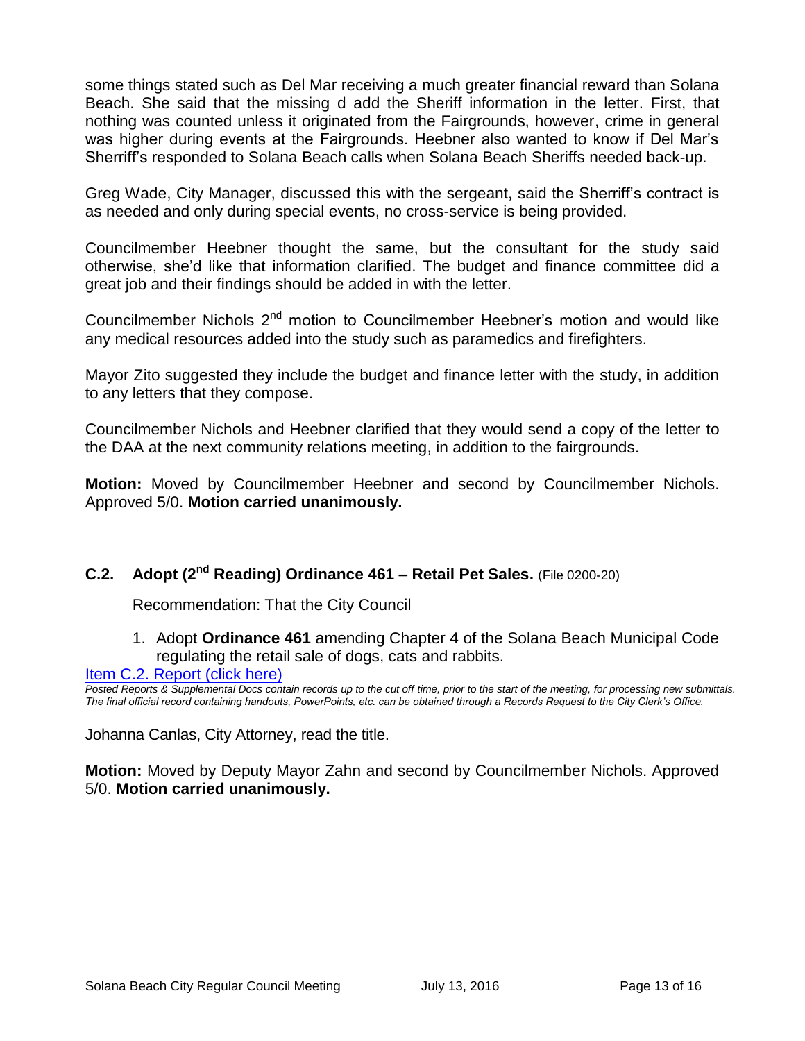some things stated such as Del Mar receiving a much greater financial reward than Solana Beach. She said that the missing d add the Sheriff information in the letter. First, that nothing was counted unless it originated from the Fairgrounds, however, crime in general was higher during events at the Fairgrounds. Heebner also wanted to know if Del Mar's Sherriff's responded to Solana Beach calls when Solana Beach Sheriffs needed back-up.

Greg Wade, City Manager, discussed this with the sergeant, said the Sherriff's contract is as needed and only during special events, no cross-service is being provided.

Councilmember Heebner thought the same, but the consultant for the study said otherwise, she'd like that information clarified. The budget and finance committee did a great job and their findings should be added in with the letter.

Councilmember Nichols 2nd motion to Councilmember Heebner's motion and would like any medical resources added into the study such as paramedics and firefighters.

Mayor Zito suggested they include the budget and finance letter with the study, in addition to any letters that they compose.

Councilmember Nichols and Heebner clarified that they would send a copy of the letter to the DAA at the next community relations meeting, in addition to the fairgrounds.

**Motion:** Moved by Councilmember Heebner and second by Councilmember Nichols. Approved 5/0. **Motion carried unanimously.**

### C.2. Adopt (2nd Reading) Ordinance 461 – Retail Pet Sales. (File 0200-20)

Recommendation: That the City Council

1. Adopt **Ordinance 461** amending Chapter 4 of the Solana Beach Municipal Code regulating the retail sale of dogs, cats and rabbits.

[Item C.2. Report (click here)]

*Posted Reports & Supplemental Docs contain records up to the cut off time, prior to the start of the meeting, for processing new submittals. The final official record containing handouts, PowerPoints, etc. can be obtained through a Records Request to the City Clerk's Office.*

Johanna Canlas, City Attorney, read the title.

**Motion:** Moved by Deputy Mayor Zahn and second by Councilmember Nichols. Approved 5/0. **Motion carried unanimously.**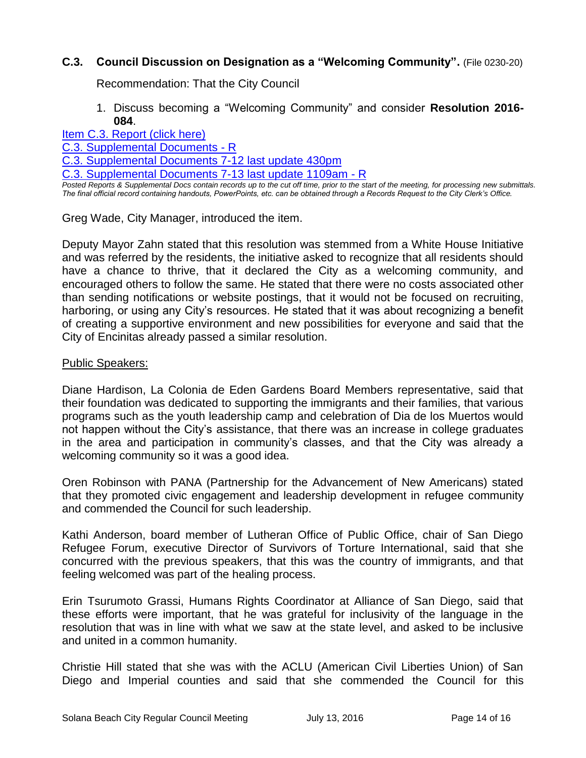### **C.3. Council Discussion on Designation as a "Welcoming Community".** (File 0230-20)

Recommendation: That the City Council

1. Discuss becoming a "Welcoming Community" and consider **Resolution 2016-084**.

[Item C.3. Report (click here)](#)
[C.3. Supplemental Documents - R](#)
[C.3. Supplemental Documents 7-12 last update 430pm](#)
[C.3. Supplemental Documents 7-13 last update 1109am - R](#)

*Posted Reports & Supplemental Docs contain records up to the cut off time, prior to the start of the meeting, for processing new submittals. The final official record containing handouts, PowerPoints, etc. can be obtained through a Records Request to the City Clerk's Office.*

Greg Wade, City Manager, introduced the item.

Deputy Mayor Zahn stated that this resolution was stemmed from a White House Initiative and was referred by the residents, the initiative asked to recognize that all residents should have a chance to thrive, that it declared the City as a welcoming community, and encouraged others to follow the same. He stated that there were no costs associated other than sending notifications or website postings, that it would not be focused on recruiting, harboring, or using any City's resources. He stated that it was about recognizing a benefit of creating a supportive environment and new possibilities for everyone and said that the City of Encinitas already passed a similar resolution.

Public Speakers:

Diane Hardison, La Colonia de Eden Gardens Board Members representative, said that their foundation was dedicated to supporting the immigrants and their families, that various programs such as the youth leadership camp and celebration of Dia de los Muertos would not happen without the City's assistance, that there was an increase in college graduates in the area and participation in community's classes, and that the City was already a welcoming community so it was a good idea.

Oren Robinson with PANA (Partnership for the Advancement of New Americans) stated that they promoted civic engagement and leadership development in refugee community and commended the Council for such leadership.

Kathi Anderson, board member of Lutheran Office of Public Office, chair of San Diego Refugee Forum, executive Director of Survivors of Torture International, said that she concurred with the previous speakers, that this was the country of immigrants, and that feeling welcomed was part of the healing process.

Erin Tsurumoto Grassi, Humans Rights Coordinator at Alliance of San Diego, said that these efforts were important, that he was grateful for inclusivity of the language in the resolution that was in line with what we saw at the state level, and asked to be inclusive and united in a common humanity.

Christie Hill stated that she was with the ACLU (American Civil Liberties Union) of San Diego and Imperial counties and said that she commended the Council for this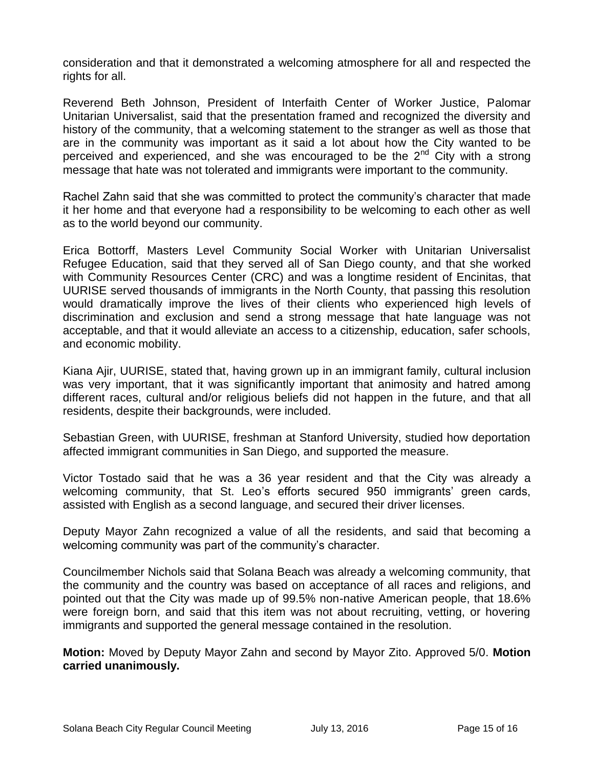consideration and that it demonstrated a welcoming atmosphere for all and respected the rights for all.

Reverend Beth Johnson, President of Interfaith Center of Worker Justice, Palomar Unitarian Universalist, said that the presentation framed and recognized the diversity and history of the community, that a welcoming statement to the stranger as well as those that are in the community was important as it said a lot about how the City wanted to be perceived and experienced, and she was encouraged to be the 2nd City with a strong message that hate was not tolerated and immigrants were important to the community.

Rachel Zahn said that she was committed to protect the community's character that made it her home and that everyone had a responsibility to be welcoming to each other as well as to the world beyond our community.

Erica Bottorff, Masters Level Community Social Worker with Unitarian Universalist Refugee Education, said that they served all of San Diego county, and that she worked with Community Resources Center (CRC) and was a longtime resident of Encinitas, that UURISE served thousands of immigrants in the North County, that passing this resolution would dramatically improve the lives of their clients who experienced high levels of discrimination and exclusion and send a strong message that hate language was not acceptable, and that it would alleviate an access to a citizenship, education, safer schools, and economic mobility.

Kiana Ajir, UURISE, stated that, having grown up in an immigrant family, cultural inclusion was very important, that it was significantly important that animosity and hatred among different races, cultural and/or religious beliefs did not happen in the future, and that all residents, despite their backgrounds, were included.

Sebastian Green, with UURISE, freshman at Stanford University, studied how deportation affected immigrant communities in San Diego, and supported the measure.

Victor Tostado said that he was a 36 year resident and that the City was already a welcoming community, that St. Leo's efforts secured 950 immigrants' green cards, assisted with English as a second language, and secured their driver licenses.

Deputy Mayor Zahn recognized a value of all the residents, and said that becoming a welcoming community was part of the community's character.

Councilmember Nichols said that Solana Beach was already a welcoming community, that the community and the country was based on acceptance of all races and religions, and pointed out that the City was made up of 99.5% non-native American people, that 18.6% were foreign born, and said that this item was not about recruiting, vetting, or hovering immigrants and supported the general message contained in the resolution.

**Motion:** Moved by Deputy Mayor Zahn and second by Mayor Zito. Approved 5/0. **Motion carried unanimously.**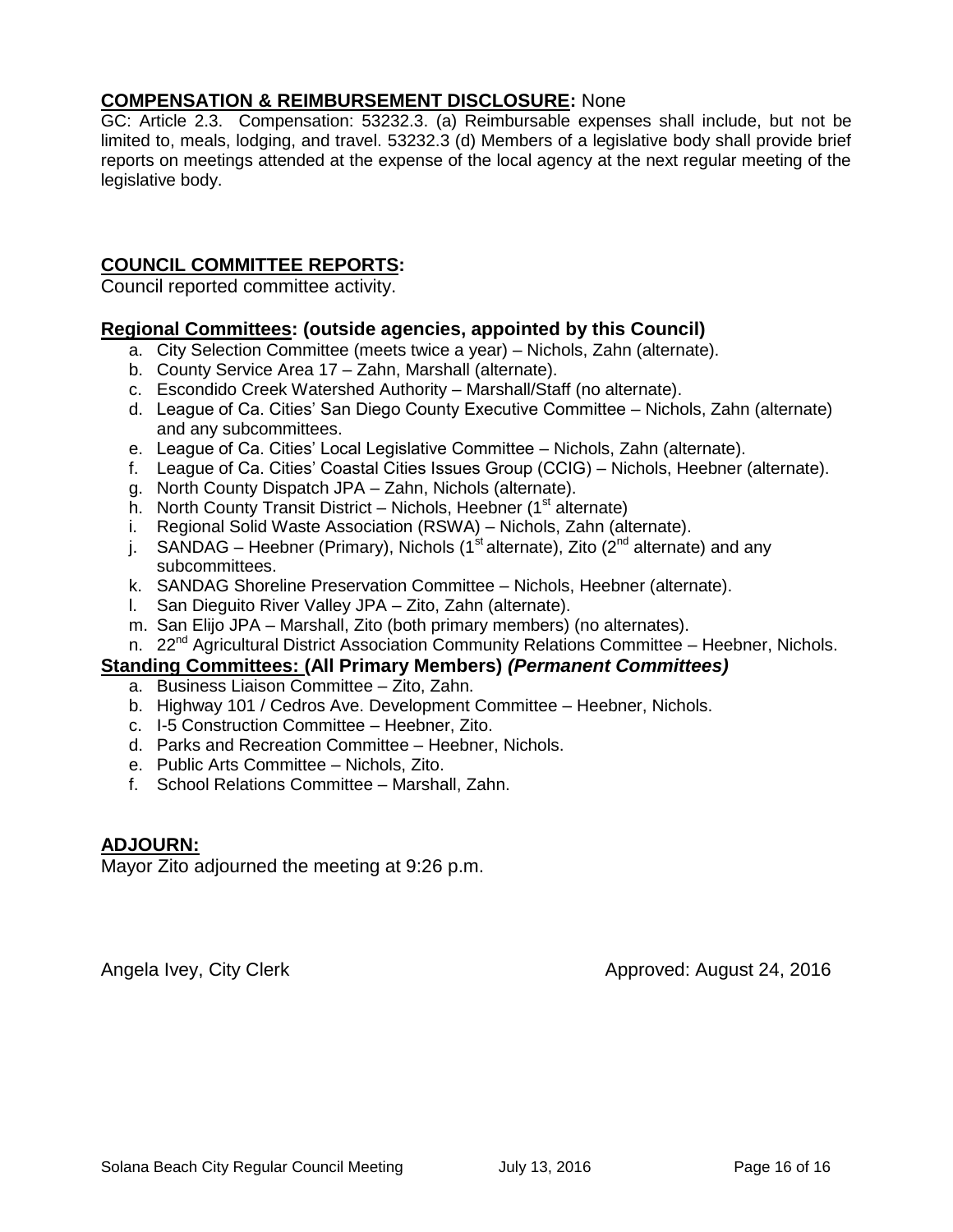**COMPENSATION & REIMBURSEMENT DISCLOSURE:** None

GC: Article 2.3. Compensation: 53232.3. (a) Reimbursable expenses shall include, but not be limited to, meals, lodging, and travel. 53232.3 (d) Members of a legislative body shall provide brief reports on meetings attended at the expense of the local agency at the next regular meeting of the legislative body.

**COUNCIL COMMITTEE REPORTS:**

Council reported committee activity.

**Regional Committees: (outside agencies, appointed by this Council)**

a. City Selection Committee (meets twice a year) – Nichols, Zahn (alternate).
b. County Service Area 17 – Zahn, Marshall (alternate).
c. Escondido Creek Watershed Authority – Marshall/Staff (no alternate).
d. League of Ca. Cities' San Diego County Executive Committee – Nichols, Zahn (alternate) and any subcommittees.
e. League of Ca. Cities' Local Legislative Committee – Nichols, Zahn (alternate).
f. League of Ca. Cities' Coastal Cities Issues Group (CCIG) – Nichols, Heebner (alternate).
g. North County Dispatch JPA – Zahn, Nichols (alternate).
h. North County Transit District – Nichols, Heebner (1st alternate)
i. Regional Solid Waste Association (RSWA) – Nichols, Zahn (alternate).
j. SANDAG – Heebner (Primary), Nichols (1st alternate), Zito (2nd alternate) and any subcommittees.
k. SANDAG Shoreline Preservation Committee – Nichols, Heebner (alternate).
l. San Dieguito River Valley JPA – Zito, Zahn (alternate).
m. San Elijo JPA – Marshall, Zito (both primary members) (no alternates).
n. 22nd Agricultural District Association Community Relations Committee – Heebner, Nichols.

**Standing Committees: (All Primary Members)** ***(Permanent Committees)***

a. Business Liaison Committee – Zito, Zahn.
b. Highway 101 / Cedros Ave. Development Committee – Heebner, Nichols.
c. I-5 Construction Committee – Heebner, Zito.
d. Parks and Recreation Committee – Heebner, Nichols.
e. Public Arts Committee – Nichols, Zito.
f. School Relations Committee – Marshall, Zahn.

**ADJOURN:**

Mayor Zito adjourned the meeting at 9:26 p.m.

Angela Ivey, City Clerk

Approved: August 24, 2016